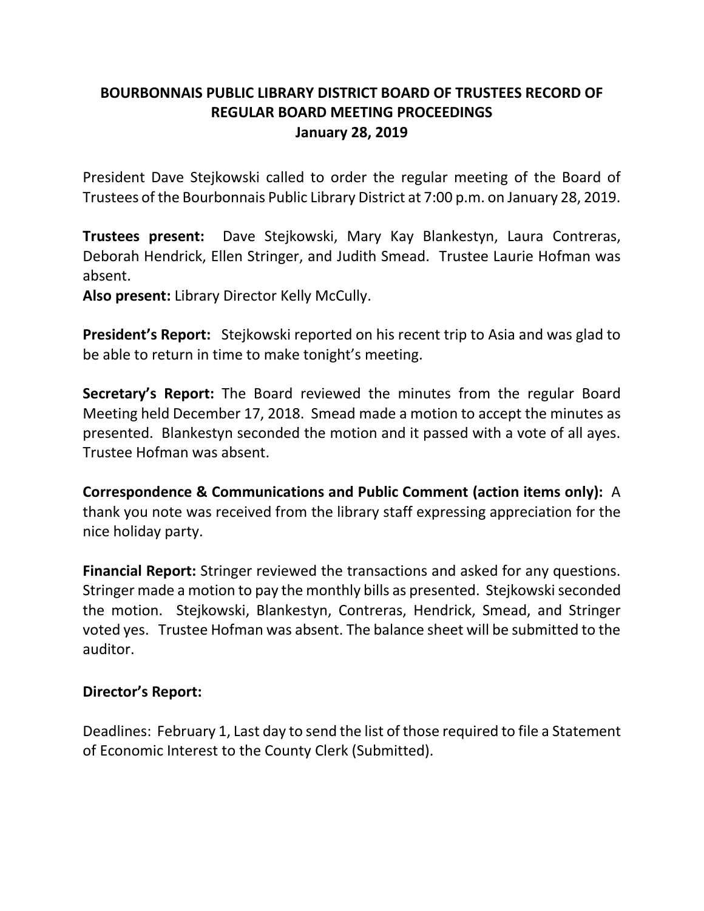# BOURBONNAIS PUBLIC LIBRARY DISTRICT BOARD OF TRUSTEES RECORD OF REGULAR BOARD MEETING PROCEEDINGS

## January 28, 2019

President Dave Stejkowski called to order the regular meeting of the Board of Trustees of the Bourbonnais Public Library District at 7:00 p.m. on January 28, 2019.

**Trustees present:** Dave Stejkowski, Mary Kay Blankestyn, Laura Contreras, Deborah Hendrick, Ellen Stringer, and Judith Smead. Trustee Laurie Hofman was absent.

**Also present:** Library Director Kelly McCully.

**President's Report:** Stejkowski reported on his recent trip to Asia and was glad to be able to return in time to make tonight's meeting.

**Secretary's Report:** The Board reviewed the minutes from the regular Board Meeting held December 17, 2018. Smead made a motion to accept the minutes as presented. Blankestyn seconded the motion and it passed with a vote of all ayes. Trustee Hofman was absent.

**Correspondence & Communications and Public Comment (action items only):** A thank you note was received from the library staff expressing appreciation for the nice holiday party.

**Financial Report:** Stringer reviewed the transactions and asked for any questions. Stringer made a motion to pay the monthly bills as presented. Stejkowski seconded the motion. Stejkowski, Blankestyn, Contreras, Hendrick, Smead, and Stringer voted yes. Trustee Hofman was absent. The balance sheet will be submitted to the auditor.

**Director's Report:**

Deadlines: February 1, Last day to send the list of those required to file a Statement of Economic Interest to the County Clerk (Submitted).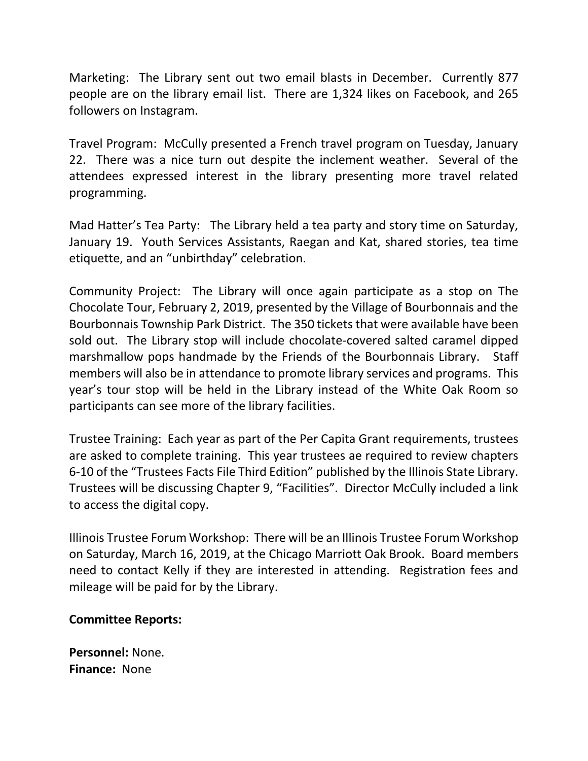Marketing: The Library sent out two email blasts in December. Currently 877 people are on the library email list. There are 1,324 likes on Facebook, and 265 followers on Instagram.

Travel Program: McCully presented a French travel program on Tuesday, January 22. There was a nice turn out despite the inclement weather. Several of the attendees expressed interest in the library presenting more travel related programming.

Mad Hatter's Tea Party: The Library held a tea party and story time on Saturday, January 19. Youth Services Assistants, Raegan and Kat, shared stories, tea time etiquette, and an "unbirthday" celebration.

Community Project: The Library will once again participate as a stop on The Chocolate Tour, February 2, 2019, presented by the Village of Bourbonnais and the Bourbonnais Township Park District. The 350 tickets that were available have been sold out. The Library stop will include chocolate-covered salted caramel dipped marshmallow pops handmade by the Friends of the Bourbonnais Library. Staff members will also be in attendance to promote library services and programs. This year's tour stop will be held in the Library instead of the White Oak Room so participants can see more of the library facilities.

Trustee Training: Each year as part of the Per Capita Grant requirements, trustees are asked to complete training. This year trustees ae required to review chapters 6-10 of the "Trustees Facts File Third Edition" published by the Illinois State Library. Trustees will be discussing Chapter 9, "Facilities". Director McCully included a link to access the digital copy.

Illinois Trustee Forum Workshop: There will be an Illinois Trustee Forum Workshop on Saturday, March 16, 2019, at the Chicago Marriott Oak Brook. Board members need to contact Kelly if they are interested in attending. Registration fees and mileage will be paid for by the Library.

**Committee Reports:**

**Personnel:** None.
**Finance:** None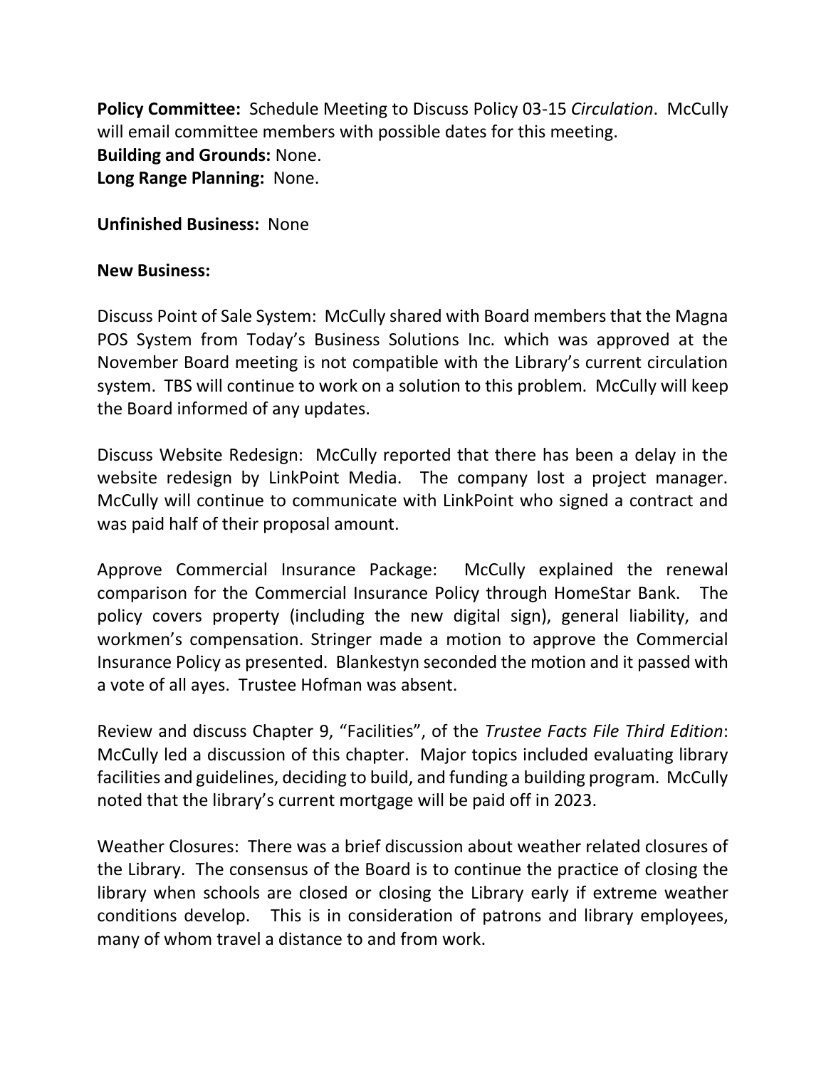**Policy Committee:** Schedule Meeting to Discuss Policy 03-15 *Circulation*. McCully will email committee members with possible dates for this meeting.
**Building and Grounds:** None.
**Long Range Planning:** None.

**Unfinished Business:** None

**New Business:**

Discuss Point of Sale System: McCully shared with Board members that the Magna POS System from Today's Business Solutions Inc. which was approved at the November Board meeting is not compatible with the Library's current circulation system. TBS will continue to work on a solution to this problem. McCully will keep the Board informed of any updates.

Discuss Website Redesign: McCully reported that there has been a delay in the website redesign by LinkPoint Media. The company lost a project manager. McCully will continue to communicate with LinkPoint who signed a contract and was paid half of their proposal amount.

Approve Commercial Insurance Package: McCully explained the renewal comparison for the Commercial Insurance Policy through HomeStar Bank. The policy covers property (including the new digital sign), general liability, and workmen's compensation. Stringer made a motion to approve the Commercial Insurance Policy as presented. Blankestyn seconded the motion and it passed with a vote of all ayes. Trustee Hofman was absent.

Review and discuss Chapter 9, "Facilities", of the *Trustee Facts File Third Edition*: McCully led a discussion of this chapter. Major topics included evaluating library facilities and guidelines, deciding to build, and funding a building program. McCully noted that the library's current mortgage will be paid off in 2023.

Weather Closures: There was a brief discussion about weather related closures of the Library. The consensus of the Board is to continue the practice of closing the library when schools are closed or closing the Library early if extreme weather conditions develop. This is in consideration of patrons and library employees, many of whom travel a distance to and from work.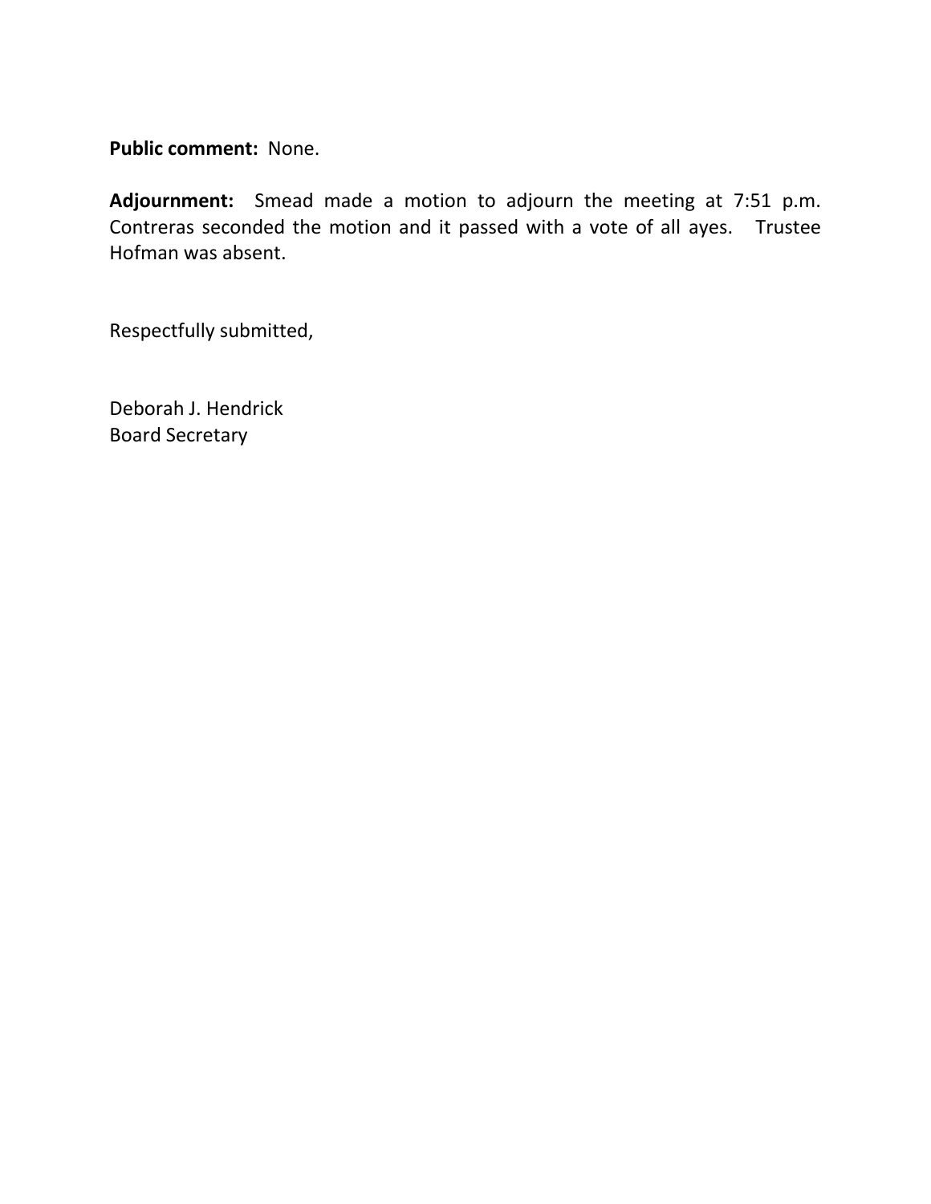**Public comment:** None.

**Adjournment:** Smead made a motion to adjourn the meeting at 7:51 p.m. Contreras seconded the motion and it passed with a vote of all ayes. Trustee Hofman was absent.

Respectfully submitted,

Deborah J. Hendrick  
Board Secretary